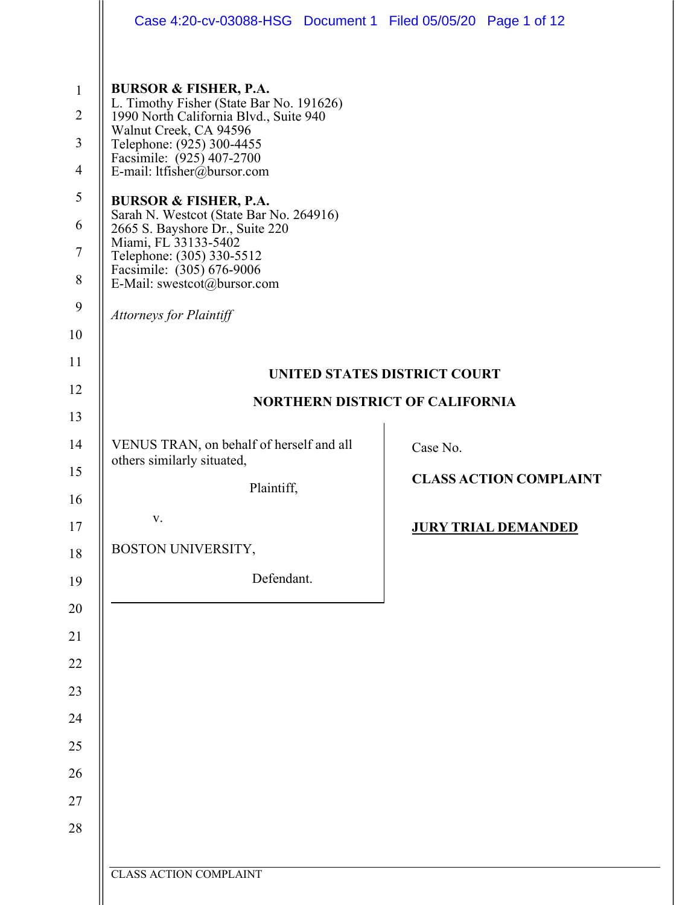**BURSOR & FISHER, P.A.**
L. Timothy Fisher (State Bar No. 191626)
1990 North California Blvd., Suite 940
Walnut Creek, CA 94596
Telephone: (925) 300-4455
Facsimile: (925) 407-2700
E-mail: ltfisher@bursor.com

**BURSOR & FISHER, P.A.**
Sarah N. Westcot (State Bar No. 264916)
2665 S. Bayshore Dr., Suite 220
Miami, FL 33133-5402
Telephone: (305) 330-5512
Facsimile: (305) 676-9006
E-Mail: swestcot@bursor.com

*Attorneys for Plaintiff*

**UNITED STATES DISTRICT COURT**

**NORTHERN DISTRICT OF CALIFORNIA**

VENUS TRAN, on behalf of herself and all others similarly situated,

Plaintiff,

v.

BOSTON UNIVERSITY,

Defendant.

Case No.

**CLASS ACTION COMPLAINT**

**JURY TRIAL DEMANDED**

CLASS ACTION COMPLAINT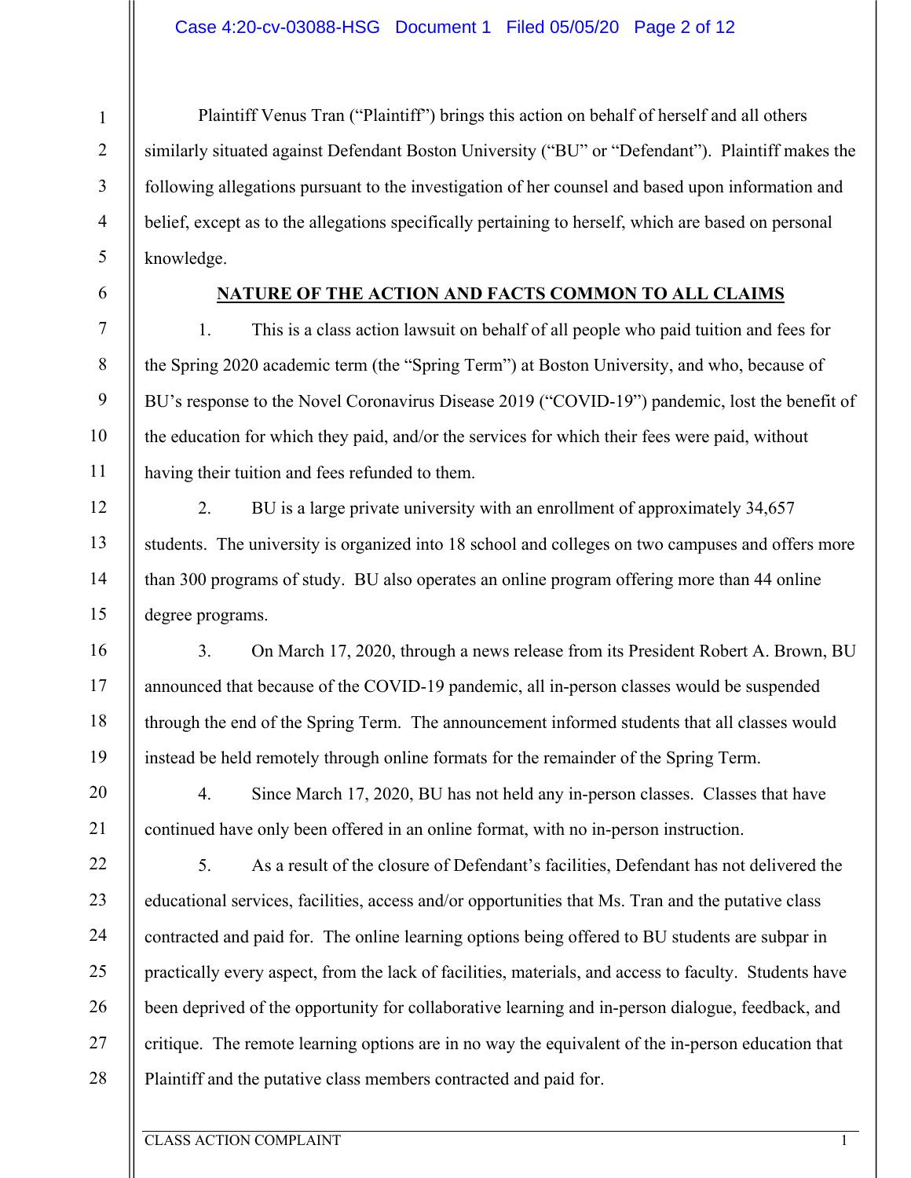Plaintiff Venus Tran ("Plaintiff") brings this action on behalf of herself and all others similarly situated against Defendant Boston University ("BU" or "Defendant"). Plaintiff makes the following allegations pursuant to the investigation of her counsel and based upon information and belief, except as to the allegations specifically pertaining to herself, which are based on personal knowledge.

## NATURE OF THE ACTION AND FACTS COMMON TO ALL CLAIMS

1. This is a class action lawsuit on behalf of all people who paid tuition and fees for the Spring 2020 academic term (the "Spring Term") at Boston University, and who, because of BU's response to the Novel Coronavirus Disease 2019 ("COVID-19") pandemic, lost the benefit of the education for which they paid, and/or the services for which their fees were paid, without having their tuition and fees refunded to them.

2. BU is a large private university with an enrollment of approximately 34,657 students. The university is organized into 18 school and colleges on two campuses and offers more than 300 programs of study. BU also operates an online program offering more than 44 online degree programs.

3. On March 17, 2020, through a news release from its President Robert A. Brown, BU announced that because of the COVID-19 pandemic, all in-person classes would be suspended through the end of the Spring Term. The announcement informed students that all classes would instead be held remotely through online formats for the remainder of the Spring Term.

4. Since March 17, 2020, BU has not held any in-person classes. Classes that have continued have only been offered in an online format, with no in-person instruction.

5. As a result of the closure of Defendant's facilities, Defendant has not delivered the educational services, facilities, access and/or opportunities that Ms. Tran and the putative class contracted and paid for. The online learning options being offered to BU students are subpar in practically every aspect, from the lack of facilities, materials, and access to faculty. Students have been deprived of the opportunity for collaborative learning and in-person dialogue, feedback, and critique. The remote learning options are in no way the equivalent of the in-person education that Plaintiff and the putative class members contracted and paid for.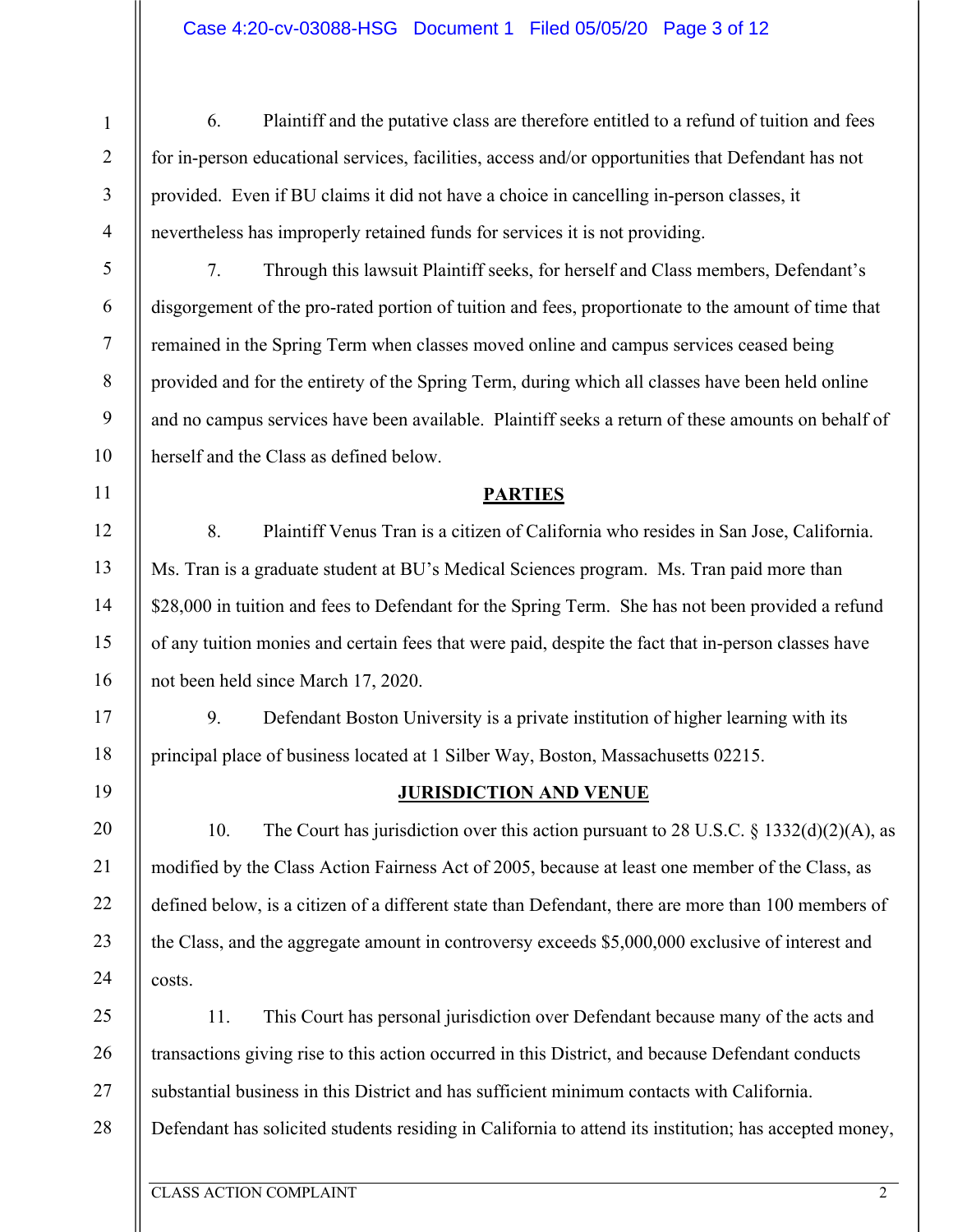6. Plaintiff and the putative class are therefore entitled to a refund of tuition and fees for in-person educational services, facilities, access and/or opportunities that Defendant has not provided. Even if BU claims it did not have a choice in cancelling in-person classes, it nevertheless has improperly retained funds for services it is not providing.

7. Through this lawsuit Plaintiff seeks, for herself and Class members, Defendant's disgorgement of the pro-rated portion of tuition and fees, proportionate to the amount of time that remained in the Spring Term when classes moved online and campus services ceased being provided and for the entirety of the Spring Term, during which all classes have been held online and no campus services have been available. Plaintiff seeks a return of these amounts on behalf of herself and the Class as defined below.

## PARTIES

8. Plaintiff Venus Tran is a citizen of California who resides in San Jose, California. Ms. Tran is a graduate student at BU's Medical Sciences program. Ms. Tran paid more than $28,000 in tuition and fees to Defendant for the Spring Term. She has not been provided a refund of any tuition monies and certain fees that were paid, despite the fact that in-person classes have not been held since March 17, 2020.

9. Defendant Boston University is a private institution of higher learning with its principal place of business located at 1 Silber Way, Boston, Massachusetts 02215.

## JURISDICTION AND VENUE

10. The Court has jurisdiction over this action pursuant to 28 U.S.C. § 1332(d)(2)(A), as modified by the Class Action Fairness Act of 2005, because at least one member of the Class, as defined below, is a citizen of a different state than Defendant, there are more than 100 members of the Class, and the aggregate amount in controversy exceeds $5,000,000 exclusive of interest and costs.

11. This Court has personal jurisdiction over Defendant because many of the acts and transactions giving rise to this action occurred in this District, and because Defendant conducts substantial business in this District and has sufficient minimum contacts with California. Defendant has solicited students residing in California to attend its institution; has accepted money,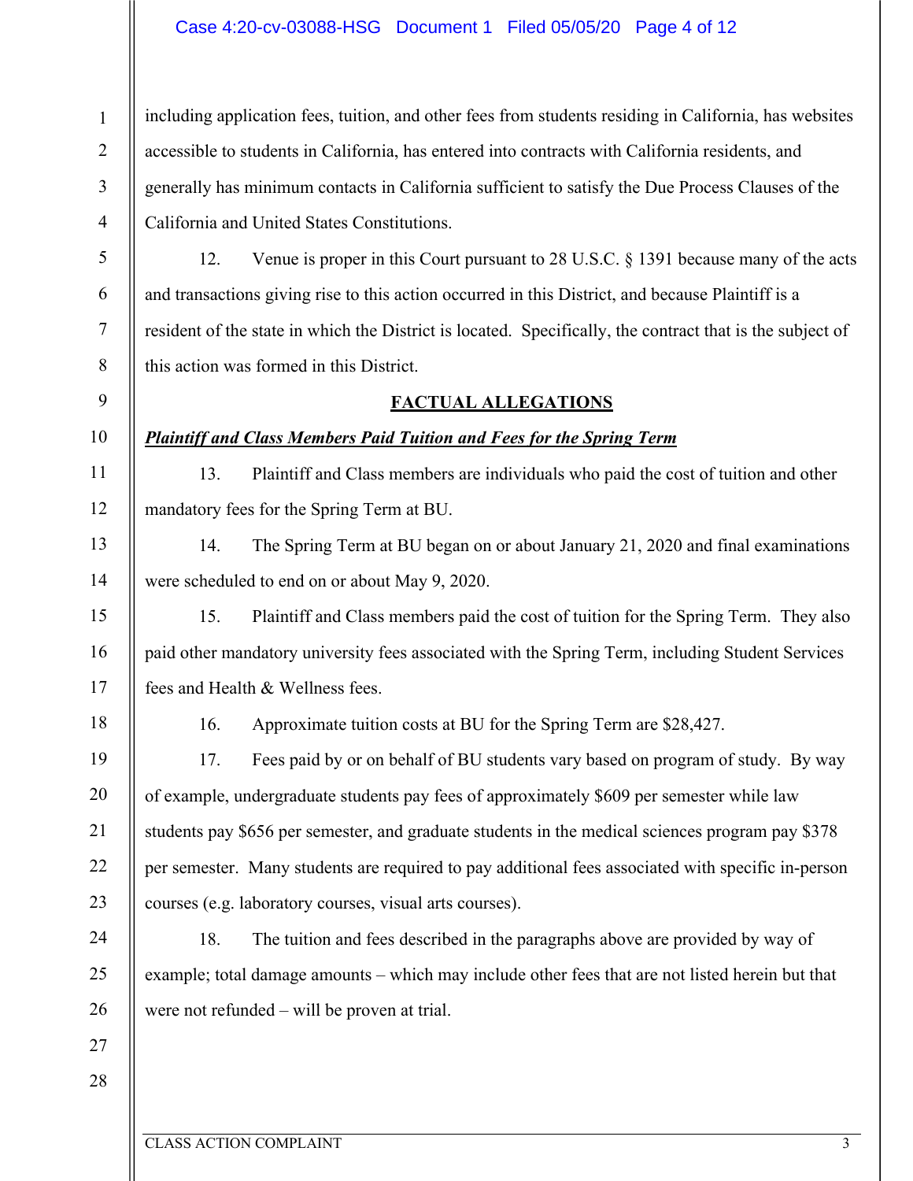including application fees, tuition, and other fees from students residing in California, has websites accessible to students in California, has entered into contracts with California residents, and generally has minimum contacts in California sufficient to satisfy the Due Process Clauses of the California and United States Constitutions.

12. Venue is proper in this Court pursuant to 28 U.S.C. § 1391 because many of the acts and transactions giving rise to this action occurred in this District, and because Plaintiff is a resident of the state in which the District is located. Specifically, the contract that is the subject of this action was formed in this District.

## FACTUAL ALLEGATIONS

***Plaintiff and Class Members Paid Tuition and Fees for the Spring Term***

13. Plaintiff and Class members are individuals who paid the cost of tuition and other mandatory fees for the Spring Term at BU.

14. The Spring Term at BU began on or about January 21, 2020 and final examinations were scheduled to end on or about May 9, 2020.

15. Plaintiff and Class members paid the cost of tuition for the Spring Term. They also paid other mandatory university fees associated with the Spring Term, including Student Services fees and Health & Wellness fees.

16. Approximate tuition costs at BU for the Spring Term are $28,427.

17. Fees paid by or on behalf of BU students vary based on program of study. By way of example, undergraduate students pay fees of approximately $609 per semester while law students pay $656 per semester, and graduate students in the medical sciences program pay $378 per semester. Many students are required to pay additional fees associated with specific in-person courses (e.g. laboratory courses, visual arts courses).

18. The tuition and fees described in the paragraphs above are provided by way of example; total damage amounts – which may include other fees that are not listed herein but that were not refunded – will be proven at trial.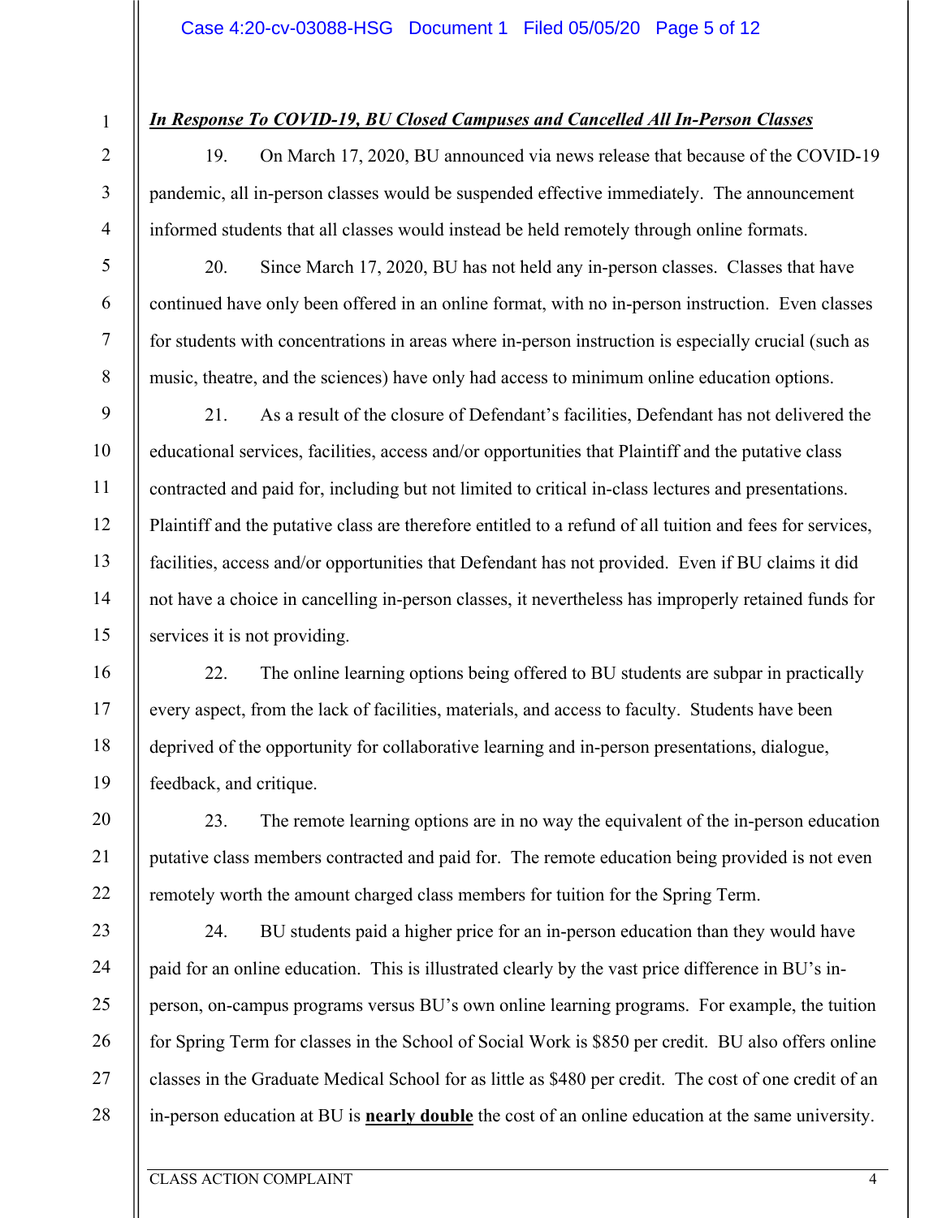***In Response To COVID-19, BU Closed Campuses and Cancelled All In-Person Classes***

19. On March 17, 2020, BU announced via news release that because of the COVID-19 pandemic, all in-person classes would be suspended effective immediately. The announcement informed students that all classes would instead be held remotely through online formats.

20. Since March 17, 2020, BU has not held any in-person classes. Classes that have continued have only been offered in an online format, with no in-person instruction. Even classes for students with concentrations in areas where in-person instruction is especially crucial (such as music, theatre, and the sciences) have only had access to minimum online education options.

21. As a result of the closure of Defendant's facilities, Defendant has not delivered the educational services, facilities, access and/or opportunities that Plaintiff and the putative class contracted and paid for, including but not limited to critical in-class lectures and presentations. Plaintiff and the putative class are therefore entitled to a refund of all tuition and fees for services, facilities, access and/or opportunities that Defendant has not provided. Even if BU claims it did not have a choice in cancelling in-person classes, it nevertheless has improperly retained funds for services it is not providing.

22. The online learning options being offered to BU students are subpar in practically every aspect, from the lack of facilities, materials, and access to faculty. Students have been deprived of the opportunity for collaborative learning and in-person presentations, dialogue, feedback, and critique.

23. The remote learning options are in no way the equivalent of the in-person education putative class members contracted and paid for. The remote education being provided is not even remotely worth the amount charged class members for tuition for the Spring Term.

24. BU students paid a higher price for an in-person education than they would have paid for an online education. This is illustrated clearly by the vast price difference in BU's in-person, on-campus programs versus BU's own online learning programs. For example, the tuition for Spring Term for classes in the School of Social Work is \$850 per credit. BU also offers online classes in the Graduate Medical School for as little as \$480 per credit. The cost of one credit of an in-person education at BU is **nearly double** the cost of an online education at the same university.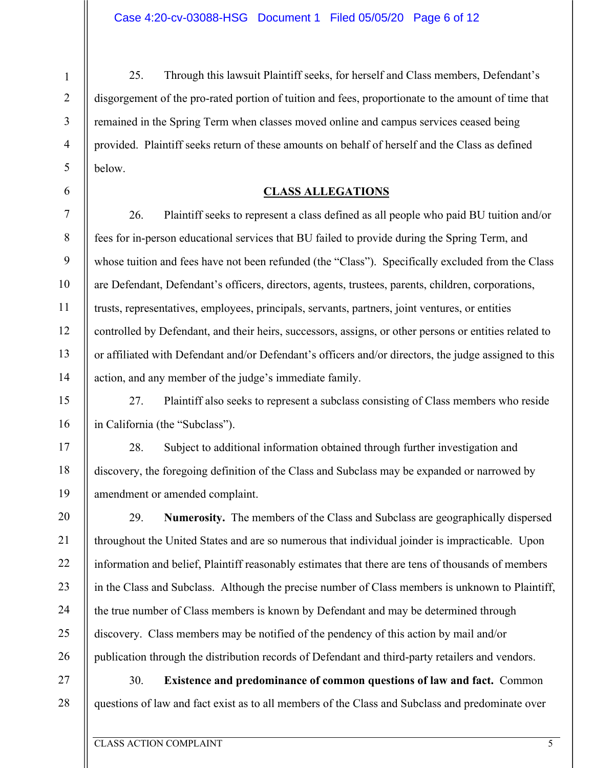25. Through this lawsuit Plaintiff seeks, for herself and Class members, Defendant's disgorgement of the pro-rated portion of tuition and fees, proportionate to the amount of time that remained in the Spring Term when classes moved online and campus services ceased being provided. Plaintiff seeks return of these amounts on behalf of herself and the Class as defined below.

## CLASS ALLEGATIONS

26. Plaintiff seeks to represent a class defined as all people who paid BU tuition and/or fees for in-person educational services that BU failed to provide during the Spring Term, and whose tuition and fees have not been refunded (the "Class"). Specifically excluded from the Class are Defendant, Defendant's officers, directors, agents, trustees, parents, children, corporations, trusts, representatives, employees, principals, servants, partners, joint ventures, or entities controlled by Defendant, and their heirs, successors, assigns, or other persons or entities related to or affiliated with Defendant and/or Defendant's officers and/or directors, the judge assigned to this action, and any member of the judge's immediate family.

27. Plaintiff also seeks to represent a subclass consisting of Class members who reside in California (the "Subclass").

28. Subject to additional information obtained through further investigation and discovery, the foregoing definition of the Class and Subclass may be expanded or narrowed by amendment or amended complaint.

29. **Numerosity.** The members of the Class and Subclass are geographically dispersed throughout the United States and are so numerous that individual joinder is impracticable. Upon information and belief, Plaintiff reasonably estimates that there are tens of thousands of members in the Class and Subclass. Although the precise number of Class members is unknown to Plaintiff, the true number of Class members is known by Defendant and may be determined through discovery. Class members may be notified of the pendency of this action by mail and/or publication through the distribution records of Defendant and third-party retailers and vendors.

30. **Existence and predominance of common questions of law and fact.** Common questions of law and fact exist as to all members of the Class and Subclass and predominate over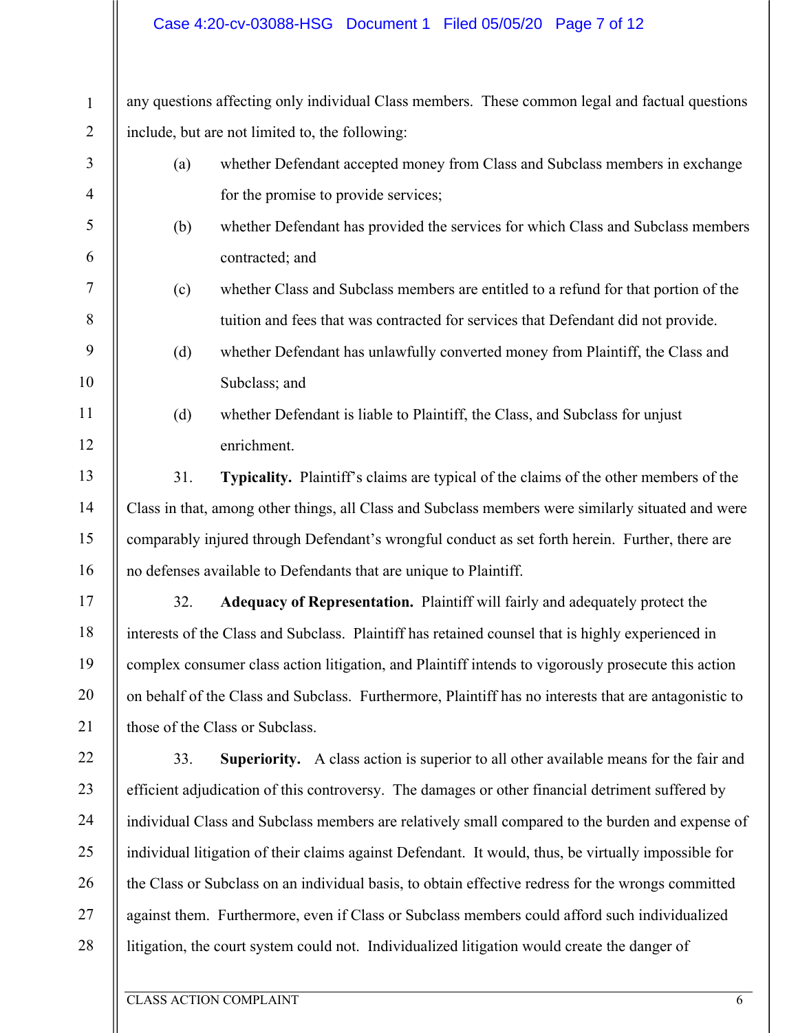any questions affecting only individual Class members. These common legal and factual questions include, but are not limited to, the following:

(a) whether Defendant accepted money from Class and Subclass members in exchange for the promise to provide services;

(b) whether Defendant has provided the services for which Class and Subclass members contracted; and

(c) whether Class and Subclass members are entitled to a refund for that portion of the tuition and fees that was contracted for services that Defendant did not provide.

(d) whether Defendant has unlawfully converted money from Plaintiff, the Class and Subclass; and

(d) whether Defendant is liable to Plaintiff, the Class, and Subclass for unjust enrichment.

31. **Typicality.** Plaintiff's claims are typical of the claims of the other members of the Class in that, among other things, all Class and Subclass members were similarly situated and were comparably injured through Defendant's wrongful conduct as set forth herein. Further, there are no defenses available to Defendants that are unique to Plaintiff.

32. **Adequacy of Representation.** Plaintiff will fairly and adequately protect the interests of the Class and Subclass. Plaintiff has retained counsel that is highly experienced in complex consumer class action litigation, and Plaintiff intends to vigorously prosecute this action on behalf of the Class and Subclass. Furthermore, Plaintiff has no interests that are antagonistic to those of the Class or Subclass.

33. **Superiority.** A class action is superior to all other available means for the fair and efficient adjudication of this controversy. The damages or other financial detriment suffered by individual Class and Subclass members are relatively small compared to the burden and expense of individual litigation of their claims against Defendant. It would, thus, be virtually impossible for the Class or Subclass on an individual basis, to obtain effective redress for the wrongs committed against them. Furthermore, even if Class or Subclass members could afford such individualized litigation, the court system could not. Individualized litigation would create the danger of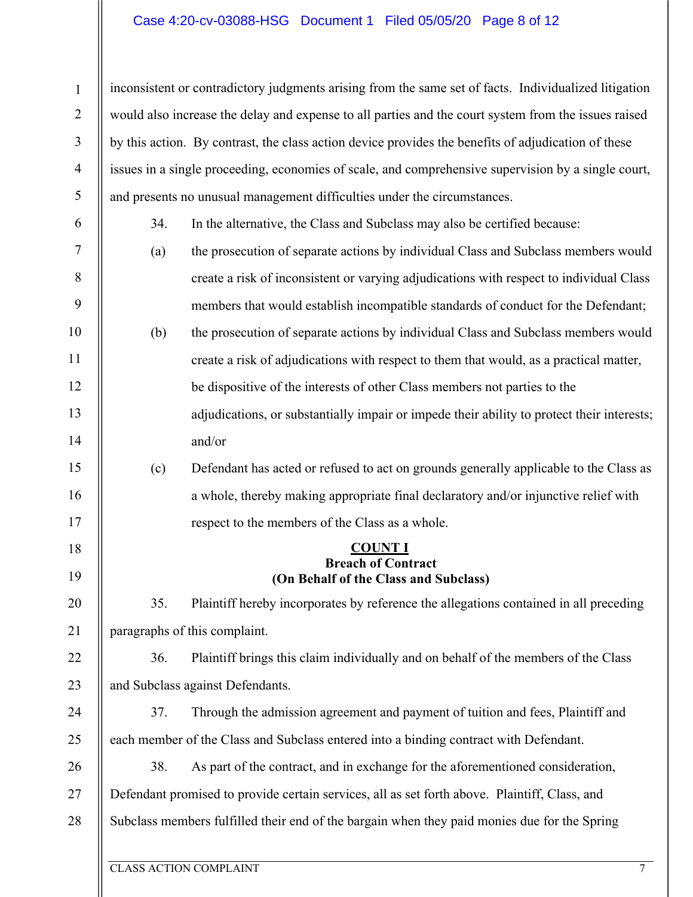inconsistent or contradictory judgments arising from the same set of facts. Individualized litigation would also increase the delay and expense to all parties and the court system from the issues raised by this action. By contrast, the class action device provides the benefits of adjudication of these issues in a single proceeding, economies of scale, and comprehensive supervision by a single court, and presents no unusual management difficulties under the circumstances.

34. In the alternative, the Class and Subclass may also be certified because:

(a) the prosecution of separate actions by individual Class and Subclass members would create a risk of inconsistent or varying adjudications with respect to individual Class members that would establish incompatible standards of conduct for the Defendant;

(b) the prosecution of separate actions by individual Class and Subclass members would create a risk of adjudications with respect to them that would, as a practical matter, be dispositive of the interests of other Class members not parties to the adjudications, or substantially impair or impede their ability to protect their interests; and/or

(c) Defendant has acted or refused to act on grounds generally applicable to the Class as a whole, thereby making appropriate final declaratory and/or injunctive relief with respect to the members of the Class as a whole.

**COUNT I**
**Breach of Contract**
**(On Behalf of the Class and Subclass)**

35. Plaintiff hereby incorporates by reference the allegations contained in all preceding paragraphs of this complaint.

36. Plaintiff brings this claim individually and on behalf of the members of the Class and Subclass against Defendants.

37. Through the admission agreement and payment of tuition and fees, Plaintiff and each member of the Class and Subclass entered into a binding contract with Defendant.

38. As part of the contract, and in exchange for the aforementioned consideration, Defendant promised to provide certain services, all as set forth above. Plaintiff, Class, and Subclass members fulfilled their end of the bargain when they paid monies due for the Spring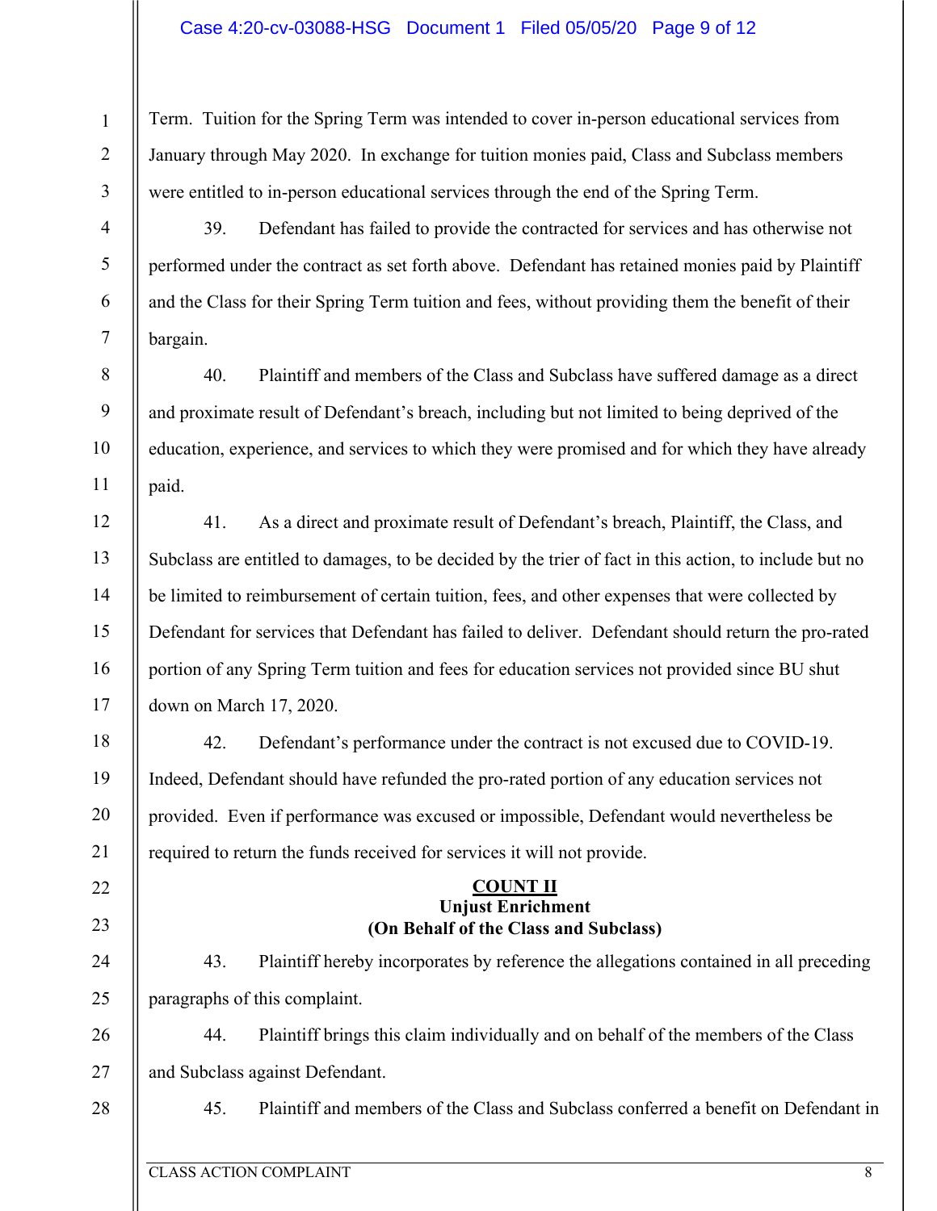Term. Tuition for the Spring Term was intended to cover in-person educational services from January through May 2020. In exchange for tuition monies paid, Class and Subclass members were entitled to in-person educational services through the end of the Spring Term.

39. Defendant has failed to provide the contracted for services and has otherwise not performed under the contract as set forth above. Defendant has retained monies paid by Plaintiff and the Class for their Spring Term tuition and fees, without providing them the benefit of their bargain.

40. Plaintiff and members of the Class and Subclass have suffered damage as a direct and proximate result of Defendant's breach, including but not limited to being deprived of the education, experience, and services to which they were promised and for which they have already paid.

41. As a direct and proximate result of Defendant's breach, Plaintiff, the Class, and Subclass are entitled to damages, to be decided by the trier of fact in this action, to include but no be limited to reimbursement of certain tuition, fees, and other expenses that were collected by Defendant for services that Defendant has failed to deliver. Defendant should return the pro-rated portion of any Spring Term tuition and fees for education services not provided since BU shut down on March 17, 2020.

42. Defendant's performance under the contract is not excused due to COVID-19. Indeed, Defendant should have refunded the pro-rated portion of any education services not provided. Even if performance was excused or impossible, Defendant would nevertheless be required to return the funds received for services it will not provide.

## COUNT II
**Unjust Enrichment**
**(On Behalf of the Class and Subclass)**

43. Plaintiff hereby incorporates by reference the allegations contained in all preceding paragraphs of this complaint.

44. Plaintiff brings this claim individually and on behalf of the members of the Class and Subclass against Defendant.

45. Plaintiff and members of the Class and Subclass conferred a benefit on Defendant in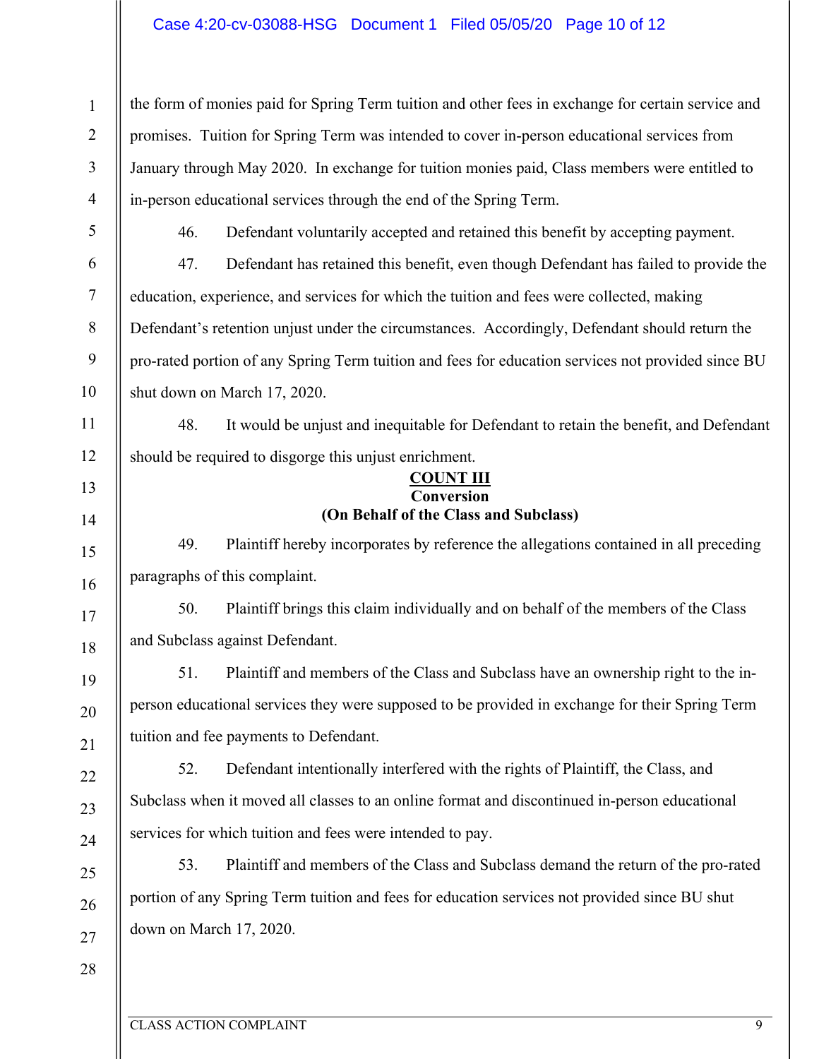the form of monies paid for Spring Term tuition and other fees in exchange for certain service and promises. Tuition for Spring Term was intended to cover in-person educational services from January through May 2020. In exchange for tuition monies paid, Class members were entitled to in-person educational services through the end of the Spring Term.

46. Defendant voluntarily accepted and retained this benefit by accepting payment.

47. Defendant has retained this benefit, even though Defendant has failed to provide the education, experience, and services for which the tuition and fees were collected, making Defendant's retention unjust under the circumstances. Accordingly, Defendant should return the pro-rated portion of any Spring Term tuition and fees for education services not provided since BU shut down on March 17, 2020.

48. It would be unjust and inequitable for Defendant to retain the benefit, and Defendant should be required to disgorge this unjust enrichment.

**COUNT III**
**Conversion**
**(On Behalf of the Class and Subclass)**

49. Plaintiff hereby incorporates by reference the allegations contained in all preceding paragraphs of this complaint.

50. Plaintiff brings this claim individually and on behalf of the members of the Class and Subclass against Defendant.

51. Plaintiff and members of the Class and Subclass have an ownership right to the in-person educational services they were supposed to be provided in exchange for their Spring Term tuition and fee payments to Defendant.

52. Defendant intentionally interfered with the rights of Plaintiff, the Class, and Subclass when it moved all classes to an online format and discontinued in-person educational services for which tuition and fees were intended to pay.

53. Plaintiff and members of the Class and Subclass demand the return of the pro-rated portion of any Spring Term tuition and fees for education services not provided since BU shut down on March 17, 2020.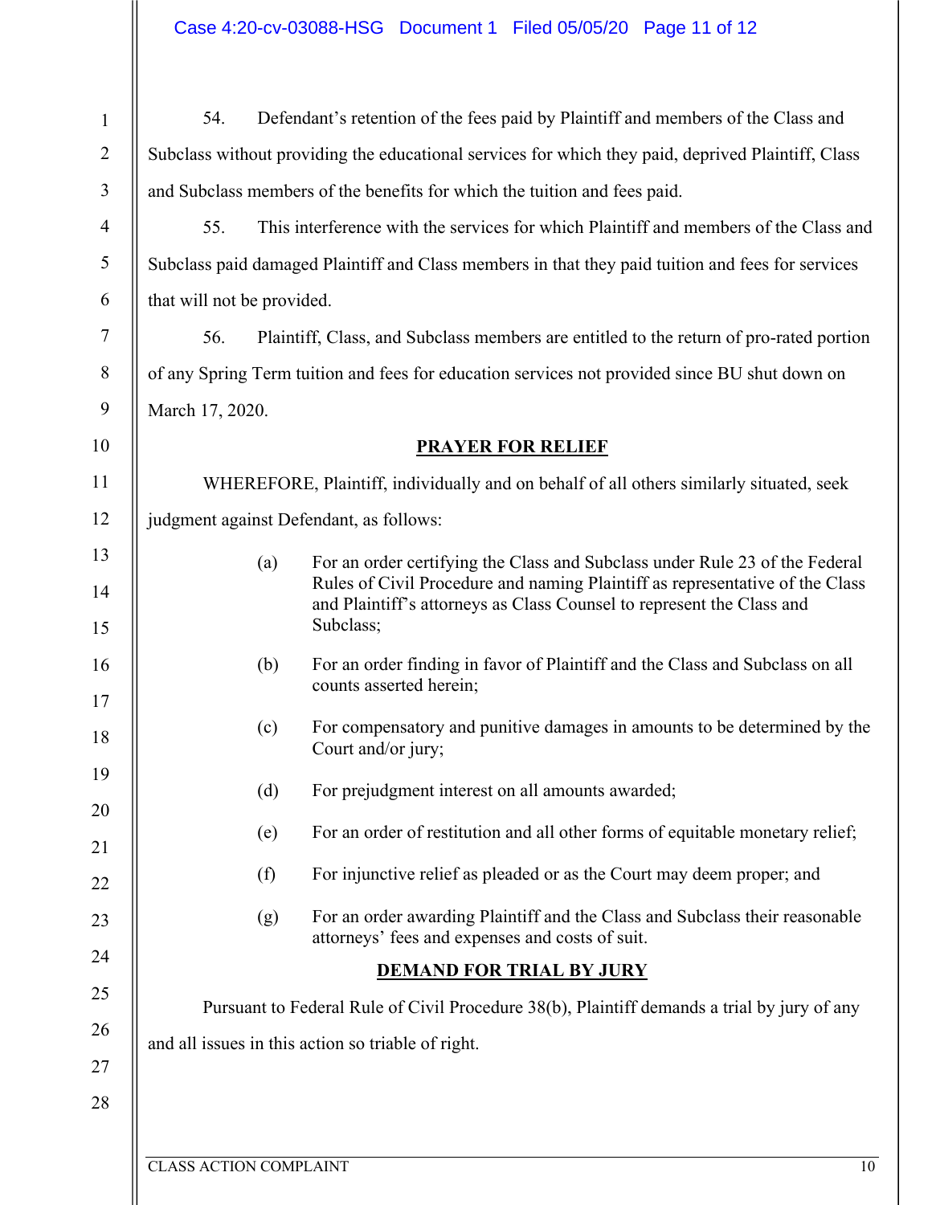54. Defendant's retention of the fees paid by Plaintiff and members of the Class and Subclass without providing the educational services for which they paid, deprived Plaintiff, Class and Subclass members of the benefits for which the tuition and fees paid.

55. This interference with the services for which Plaintiff and members of the Class and Subclass paid damaged Plaintiff and Class members in that they paid tuition and fees for services that will not be provided.

56. Plaintiff, Class, and Subclass members are entitled to the return of pro-rated portion of any Spring Term tuition and fees for education services not provided since BU shut down on March 17, 2020.

## PRAYER FOR RELIEF

WHEREFORE, Plaintiff, individually and on behalf of all others similarly situated, seek judgment against Defendant, as follows:

(a) For an order certifying the Class and Subclass under Rule 23 of the Federal Rules of Civil Procedure and naming Plaintiff as representative of the Class and Plaintiff's attorneys as Class Counsel to represent the Class and Subclass;

(b) For an order finding in favor of Plaintiff and the Class and Subclass on all counts asserted herein;

(c) For compensatory and punitive damages in amounts to be determined by the Court and/or jury;

(d) For prejudgment interest on all amounts awarded;

(e) For an order of restitution and all other forms of equitable monetary relief;

(f) For injunctive relief as pleaded or as the Court may deem proper; and

(g) For an order awarding Plaintiff and the Class and Subclass their reasonable attorneys' fees and expenses and costs of suit.

## DEMAND FOR TRIAL BY JURY

Pursuant to Federal Rule of Civil Procedure 38(b), Plaintiff demands a trial by jury of any and all issues in this action so triable of right.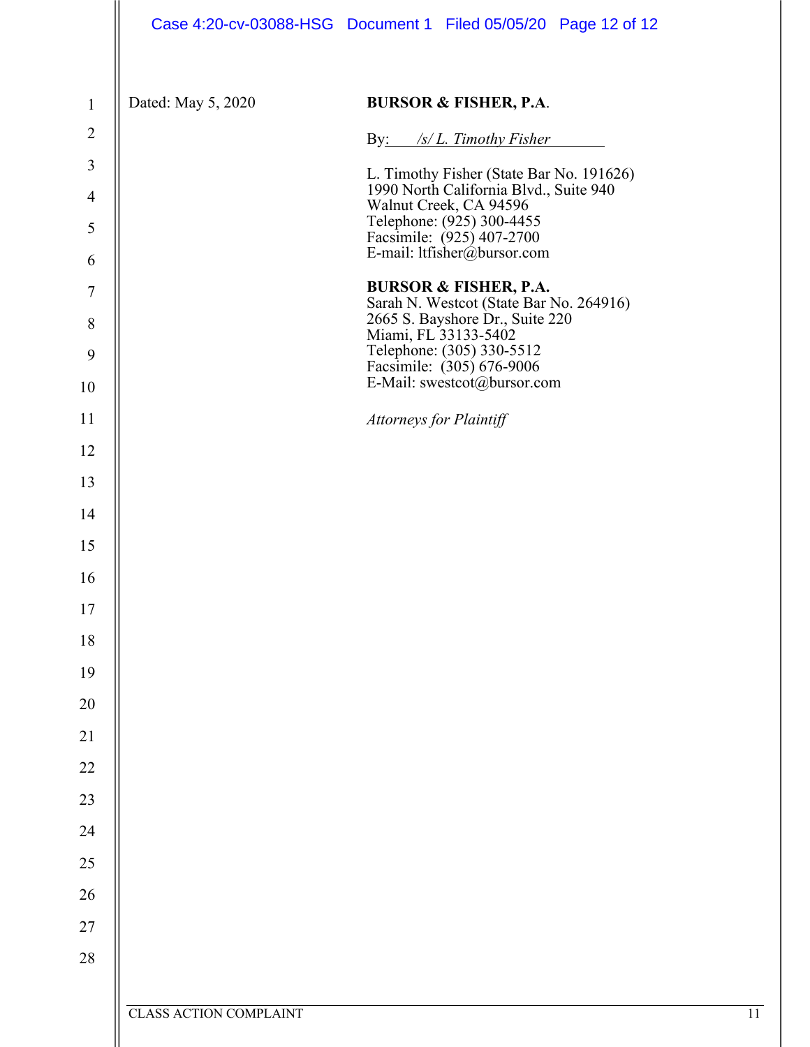Dated: May 5, 2020

**BURSOR & FISHER, P.A.**

By: */s/ L. Timothy Fisher*

L. Timothy Fisher (State Bar No. 191626)
1990 North California Blvd., Suite 940
Walnut Creek, CA 94596
Telephone: (925) 300-4455
Facsimile: (925) 407-2700
E-mail: ltfisher@bursor.com

**BURSOR & FISHER, P.A.**
Sarah N. Westcot (State Bar No. 264916)
2665 S. Bayshore Dr., Suite 220
Miami, FL 33133-5402
Telephone: (305) 330-5512
Facsimile: (305) 676-9006
E-Mail: swestcot@bursor.com

*Attorneys for Plaintiff*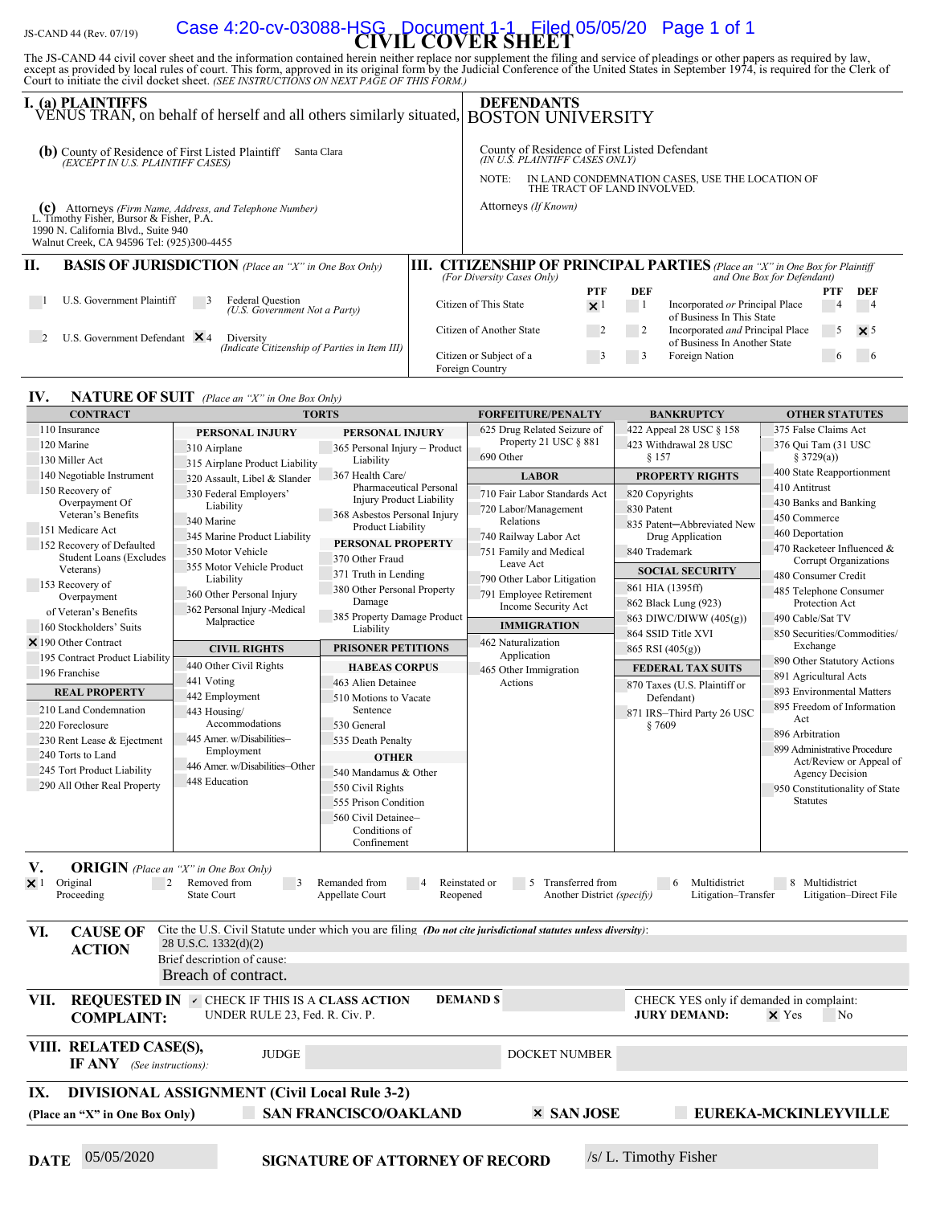JS-CAND 44 (Rev. 07/19)

Case 4:20-cv-03088-HSG Document 1-1 Filed 05/05/20

# CIVIL COVER SHEET

The JS-CAND 44 civil cover sheet and the information contained herein neither replace nor supplement the filing and service of pleadings or other papers as required by law, except as provided by local rules of court. This form, approved in its original form by the Judicial Conference of the United States in September 1974, is required for the Clerk of Court to initiate the civil docket sheet. *(SEE INSTRUCTIONS ON NEXT PAGE OF THIS FORM.)*

## I. (a) PLAINTIFFS

VENUS TRAN, on behalf of herself and all others similarly situated,

**(b)** County of Residence of First Listed Plaintiff: Santa Clara
*(EXCEPT IN U.S. PLAINTIFF CASES)*

**(c)** Attorneys *(Firm Name, Address, and Telephone Number)*
L. Timothy Fisher, Bursor & Fisher, P.A.
1990 N. California Blvd., Suite 940
Walnut Creek, CA 94596 Tel: (925)300-4455

## DEFENDANTS

BOSTON UNIVERSITY

County of Residence of First Listed Defendant
*(IN U.S. PLAINTIFF CASES ONLY)*

NOTE: IN LAND CONDEMNATION CASES, USE THE LOCATION OF THE TRACT OF LAND INVOLVED.

Attorneys *(If Known)*

## II. BASIS OF JURISDICTION *(Place an "X" in One Box Only)*

- [ ] 1 U.S. Government Plaintiff
- [ ] 3 Federal Question *(U.S. Government Not a Party)*
- [ ] 2 U.S. Government Defendant
- [X] 4 Diversity *(Indicate Citizenship of Parties in Item III)*

## III. CITIZENSHIP OF PRINCIPAL PARTIES *(Place an "X" in One Box for Plaintiff and One Box for Defendant)* *(For Diversity Cases Only)*

| | PTF | DEF | | PTF | DEF |
|---|---|---|---|---|---|
| Citizen of This State | X 1 | 1 | Incorporated *or* Principal Place of Business In This State | 4 | 4 |
| Citizen of Another State | 2 | 2 | Incorporated *and* Principal Place of Business In Another State | 5 | X 5 |
| Citizen or Subject of a Foreign Country | 3 | 3 | Foreign Nation | 6 | 6 |

## IV. NATURE OF SUIT *(Place an "X" in One Box Only)*

**CONTRACT**
- 110 Insurance
- 120 Marine
- 130 Miller Act
- 140 Negotiable Instrument
- 150 Recovery of Overpayment Of Veteran's Benefits
- 151 Medicare Act
- 152 Recovery of Defaulted Student Loans (Excludes Veterans)
- 153 Recovery of Overpayment of Veteran's Benefits
- 160 Stockholders' Suits
- [X] 190 Other Contract
- 195 Contract Product Liability
- 196 Franchise

**REAL PROPERTY**
- 210 Land Condemnation
- 220 Foreclosure
- 230 Rent Lease & Ejectment
- 240 Torts to Land
- 245 Tort Product Liability
- 290 All Other Real Property

**TORTS**

*PERSONAL INJURY*
- 310 Airplane
- 315 Airplane Product Liability
- 320 Assault, Libel & Slander
- 330 Federal Employers' Liability
- 340 Marine
- 345 Marine Product Liability
- 350 Motor Vehicle
- 355 Motor Vehicle Product Liability
- 360 Other Personal Injury
- 362 Personal Injury -Medical Malpractice

*PERSONAL INJURY*
- 365 Personal Injury – Product Liability
- 367 Health Care/ Pharmaceutical Personal Injury Product Liability
- 368 Asbestos Personal Injury Product Liability

*PERSONAL PROPERTY*
- 370 Other Fraud
- 371 Truth in Lending
- 380 Other Personal Property Damage
- 385 Property Damage Product Liability

**CIVIL RIGHTS**
- 440 Other Civil Rights
- 441 Voting
- 442 Employment
- 443 Housing/ Accommodations
- 445 Amer. w/Disabilities–Employment
- 446 Amer. w/Disabilities–Other
- 448 Education

**PRISONER PETITIONS**

*HABEAS CORPUS*
- 463 Alien Detainee
- 510 Motions to Vacate Sentence
- 530 General
- 535 Death Penalty

*OTHER*
- 540 Mandamus & Other
- 550 Civil Rights
- 555 Prison Condition
- 560 Civil Detainee– Conditions of Confinement

**FORFEITURE/PENALTY**
- 625 Drug Related Seizure of Property 21 USC § 881
- 690 Other

**LABOR**
- 710 Fair Labor Standards Act
- 720 Labor/Management Relations
- 740 Railway Labor Act
- 751 Family and Medical Leave Act
- 790 Other Labor Litigation
- 791 Employee Retirement Income Security Act

**IMMIGRATION**
- 462 Naturalization Application
- 465 Other Immigration Actions

**BANKRUPTCY**
- 422 Appeal 28 USC § 158
- 423 Withdrawal 28 USC § 157

**PROPERTY RIGHTS**
- 820 Copyrights
- 830 Patent
- 835 Patent─Abbreviated New Drug Application
- 840 Trademark

**SOCIAL SECURITY**
- 861 HIA (1395ff)
- 862 Black Lung (923)
- 863 DIWC/DIWW (405(g))
- 864 SSID Title XVI
- 865 RSI (405(g))

**FEDERAL TAX SUITS**
- 870 Taxes (U.S. Plaintiff or Defendant)
- 871 IRS–Third Party 26 USC § 7609

**OTHER STATUTES**
- 375 False Claims Act
- 376 Qui Tam (31 USC § 3729(a))
- 400 State Reapportionment
- 410 Antitrust
- 430 Banks and Banking
- 450 Commerce
- 460 Deportation
- 470 Racketeer Influenced & Corrupt Organizations
- 480 Consumer Credit
- 485 Telephone Consumer Protection Act
- 490 Cable/Sat TV
- 850 Securities/Commodities/ Exchange
- 890 Other Statutory Actions
- 891 Agricultural Acts
- 893 Environmental Matters
- 895 Freedom of Information Act
- 896 Arbitration
- 899 Administrative Procedure Act/Review or Appeal of Agency Decision
- 950 Constitutionality of State Statutes

## V. ORIGIN *(Place an "X" in One Box Only)*

- [X] 1 Original Proceeding
- [ ] 2 Removed from State Court
- [ ] 3 Remanded from Appellate Court
- [ ] 4 Reinstated or Reopened
- [ ] 5 Transferred from Another District *(specify)*
- [ ] 6 Multidistrict Litigation–Transfer
- [ ] 8 Multidistrict Litigation–Direct File

## VI. CAUSE OF ACTION

Cite the U.S. Civil Statute under which you are filing *(Do not cite jurisdictional statutes unless diversity)*:
28 U.S.C. 1332(d)(2)

Brief description of cause:
Breach of contract.

## VII. REQUESTED IN COMPLAINT:

- [X] CHECK IF THIS IS A CLASS ACTION UNDER RULE 23, Fed. R. Civ. P.

DEMAND $

CHECK YES only if demanded in complaint:
**JURY DEMAND:** [X] Yes [ ] No

## VIII. RELATED CASE(S), IF ANY *(See instructions)*:

JUDGE

DOCKET NUMBER

## IX. DIVISIONAL ASSIGNMENT (Civil Local Rule 3-2)

**(Place an "X" in One Box Only)**

- [ ] SAN FRANCISCO/OAKLAND
- [X] SAN JOSE
- [ ] EUREKA-MCKINLEYVILLE

**DATE** 05/05/2020

**SIGNATURE OF ATTORNEY OF RECORD** /s/ L. Timothy Fisher